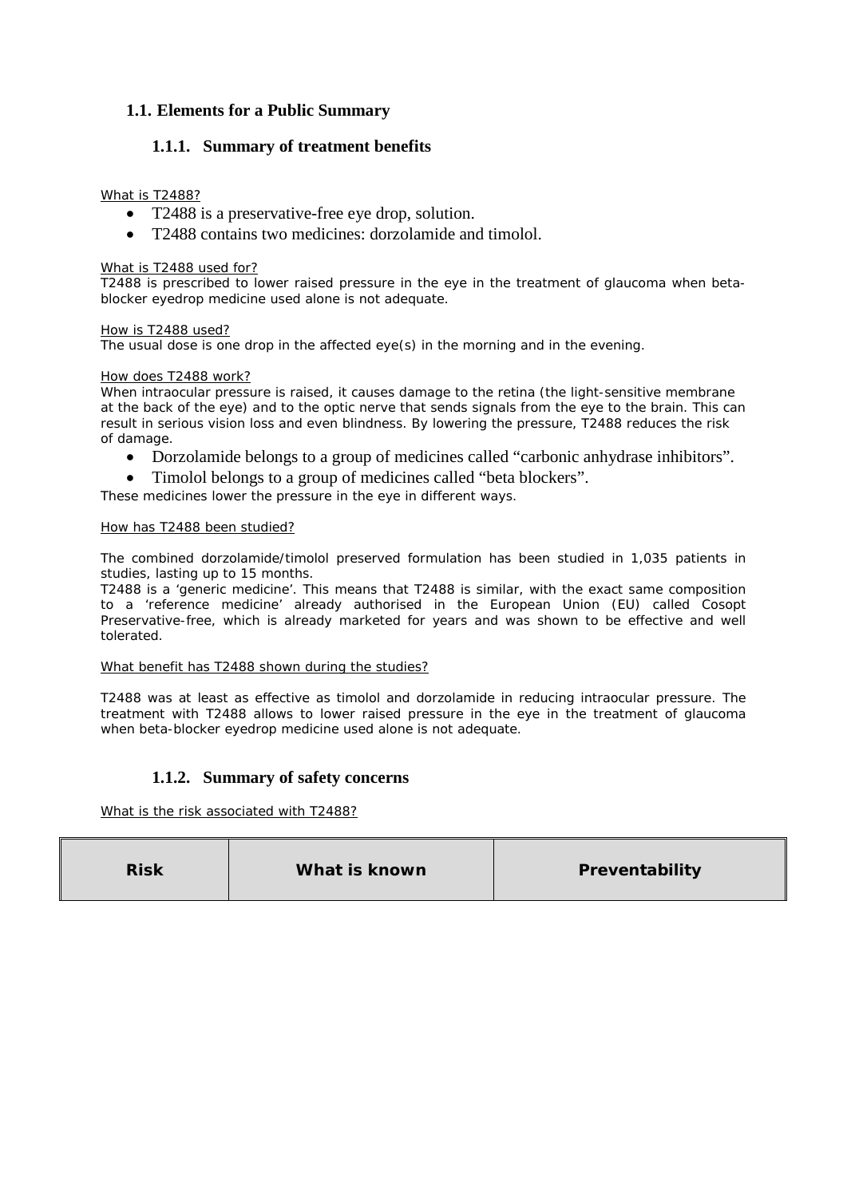## 1.1. Elements for a Public Summary

### 1.1.1. Summary of treatment benefits

What is T2488?

- T2488 is a preservative-free eye drop, solution.
- T2488 contains two medicines: dorzolamide and timolol.

What is T2488 used for?

T2488 is prescribed to lower raised pressure in the eye in the treatment of glaucoma when beta-blocker eyedrop medicine used alone is not adequate.

How is T2488 used?

The usual dose is one drop in the affected eye(s) in the morning and in the evening.

How does T2488 work?

When intraocular pressure is raised, it causes damage to the retina (the light-sensitive membrane at the back of the eye) and to the optic nerve that sends signals from the eye to the brain. This can result in serious vision loss and even blindness. By lowering the pressure, T2488 reduces the risk of damage.

- Dorzolamide belongs to a group of medicines called "carbonic anhydrase inhibitors".
- Timolol belongs to a group of medicines called "beta blockers".

These medicines lower the pressure in the eye in different ways.

How has T2488 been studied?

The combined dorzolamide/timolol preserved formulation has been studied in 1,035 patients in studies, lasting up to 15 months.
T2488 is a 'generic medicine'. This means that T2488 is similar, with the exact same composition to a 'reference medicine' already authorised in the European Union (EU) called Cosopt Preservative-free, which is already marketed for years and was shown to be effective and well tolerated.

What benefit has T2488 shown during the studies?

T2488 was at least as effective as timolol and dorzolamide in reducing intraocular pressure. The treatment with T2488 allows to lower raised pressure in the eye in the treatment of glaucoma when beta-blocker eyedrop medicine used alone is not adequate.

### 1.1.2. Summary of safety concerns

What is the risk associated with T2488?

| Risk | What is known | Preventability |
|---|---|---|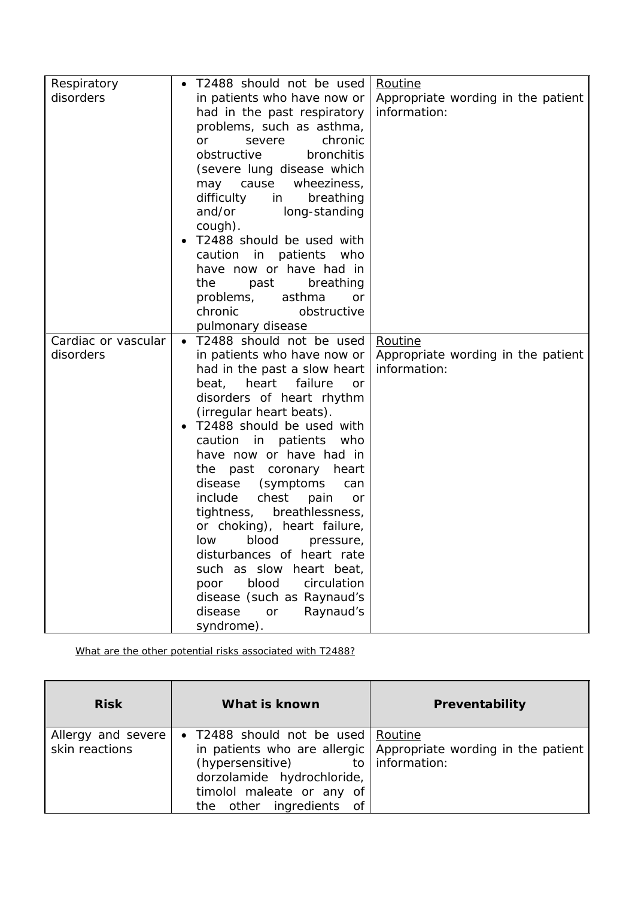| | | |
|---|---|---|
| Respiratory disorders | • T2488 should not be used in patients who have now or had in the past respiratory problems, such as asthma, or severe chronic obstructive bronchitis (severe lung disease which may cause wheeziness, difficulty in breathing and/or long-standing cough).<br>• T2488 should be used with caution in patients who have now or have had in the past breathing problems, asthma or chronic obstructive pulmonary disease | Routine<br>Appropriate wording in the patient information: |
| Cardiac or vascular disorders | • T2488 should not be used in patients who have now or had in the past a slow heart beat, heart failure or disorders of heart rhythm (irregular heart beats).<br>• T2488 should be used with caution in patients who have now or have had in the past coronary heart disease (symptoms can include chest pain or tightness, breathlessness, or choking), heart failure, low blood pressure, disturbances of heart rate such as slow heart beat, poor blood circulation disease (such as Raynaud's disease or Raynaud's syndrome). | Routine<br>Appropriate wording in the patient information: |

What are the other potential risks associated with T2488?

| Risk | What is known | Preventability |
|---|---|---|
| Allergy and severe skin reactions | • T2488 should not be used in patients who are allergic (hypersensitive) to dorzolamide hydrochloride, timolol maleate or any of the other ingredients of | Routine<br>Appropriate wording in the patient information: |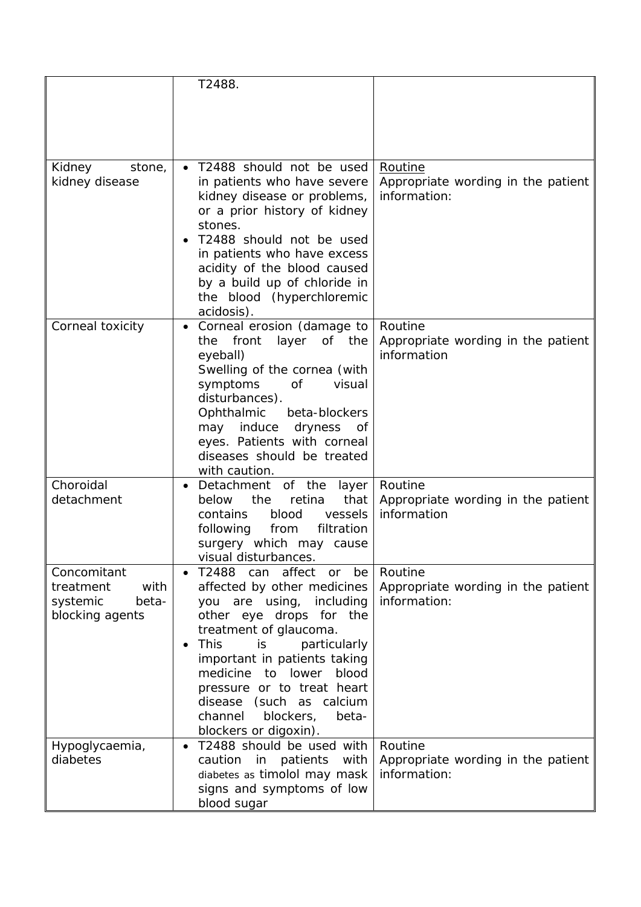| | | |
|---|---|---|
| | T2488. | |
| Kidney stone, kidney disease | • T2488 should not be used in patients who have severe kidney disease or problems, or a prior history of kidney stones.<br>• T2488 should not be used in patients who have excess acidity of the blood caused by a build up of chloride in the blood (hyperchloremic acidosis). | Routine<br>Appropriate wording in the patient information: |
| Corneal toxicity | • Corneal erosion (damage to the front layer of the eyeball)<br>Swelling of the cornea (with symptoms of visual disturbances).<br>Ophthalmic beta-blockers may induce dryness of eyes. Patients with corneal diseases should be treated with caution. | Routine<br>Appropriate wording in the patient information |
| Choroidal detachment | • Detachment of the layer below the retina that contains blood vessels following from filtration surgery which may cause visual disturbances. | Routine<br>Appropriate wording in the patient information |
| Concomitant treatment with systemic beta-blocking agents | • T2488 can affect or be affected by other medicines you are using, including other eye drops for the treatment of glaucoma.<br>• This is particularly important in patients taking medicine to lower blood pressure or to treat heart disease (such as calcium channel blockers, beta-blockers or digoxin). | Routine<br>Appropriate wording in the patient information: |
| Hypoglycaemia, diabetes | • T2488 should be used with caution in patients with diabetes as timolol may mask signs and symptoms of low blood sugar | Routine<br>Appropriate wording in the patient information: |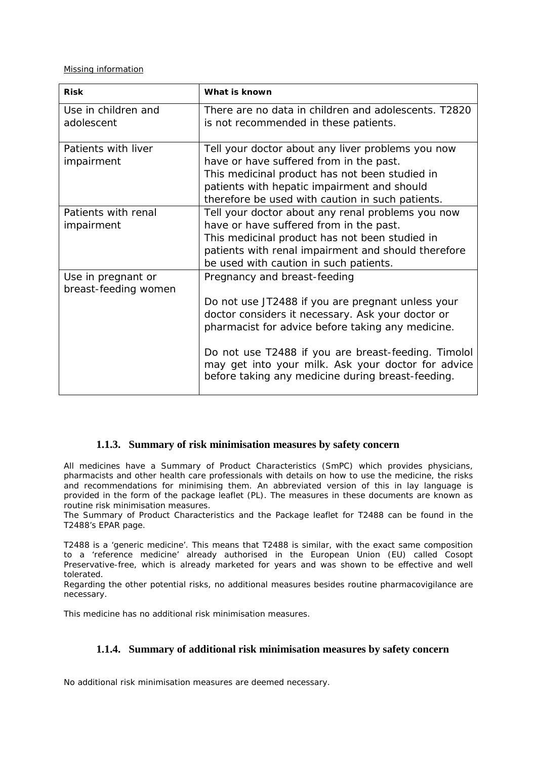Missing information

| Risk | What is known |
| --- | --- |
| Use in children and adolescent | There are no data in children and adolescents. T2820 is not recommended in these patients. |
| Patients with liver impairment | Tell your doctor about any liver problems you now have or have suffered from in the past.<br>This medicinal product has not been studied in patients with hepatic impairment and should therefore be used with caution in such patients. |
| Patients with renal impairment | Tell your doctor about any renal problems you now have or have suffered from in the past.<br>This medicinal product has not been studied in patients with renal impairment and should therefore be used with caution in such patients. |
| Use in pregnant or breast-feeding women | Pregnancy and breast-feeding<br><br>Do not use JT2488 if you are pregnant unless your doctor considers it necessary. Ask your doctor or pharmacist for advice before taking any medicine.<br><br>Do not use T2488 if you are breast-feeding. Timolol may get into your milk. Ask your doctor for advice before taking any medicine during breast-feeding. |

### 1.1.3. Summary of risk minimisation measures by safety concern

All medicines have a Summary of Product Characteristics (SmPC) which provides physicians, pharmacists and other health care professionals with details on how to use the medicine, the risks and recommendations for minimising them. An abbreviated version of this in lay language is provided in the form of the package leaflet (PL). The measures in these documents are known as routine risk minimisation measures.
The Summary of Product Characteristics and the Package leaflet for T2488 can be found in the T2488's EPAR page.

T2488 is a 'generic medicine'. This means that T2488 is similar, with the exact same composition to a 'reference medicine' already authorised in the European Union (EU) called Cosopt Preservative-free, which is already marketed for years and was shown to be effective and well tolerated.
Regarding the other potential risks, no additional measures besides routine pharmacovigilance are necessary.

This medicine has no additional risk minimisation measures.

### 1.1.4. Summary of additional risk minimisation measures by safety concern

No additional risk minimisation measures are deemed necessary.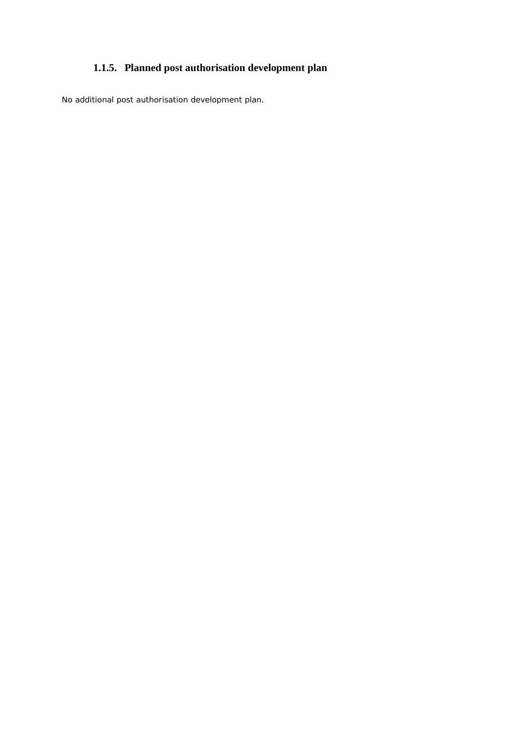### 1.1.5. Planned post authorisation development plan

No additional post authorisation development plan.